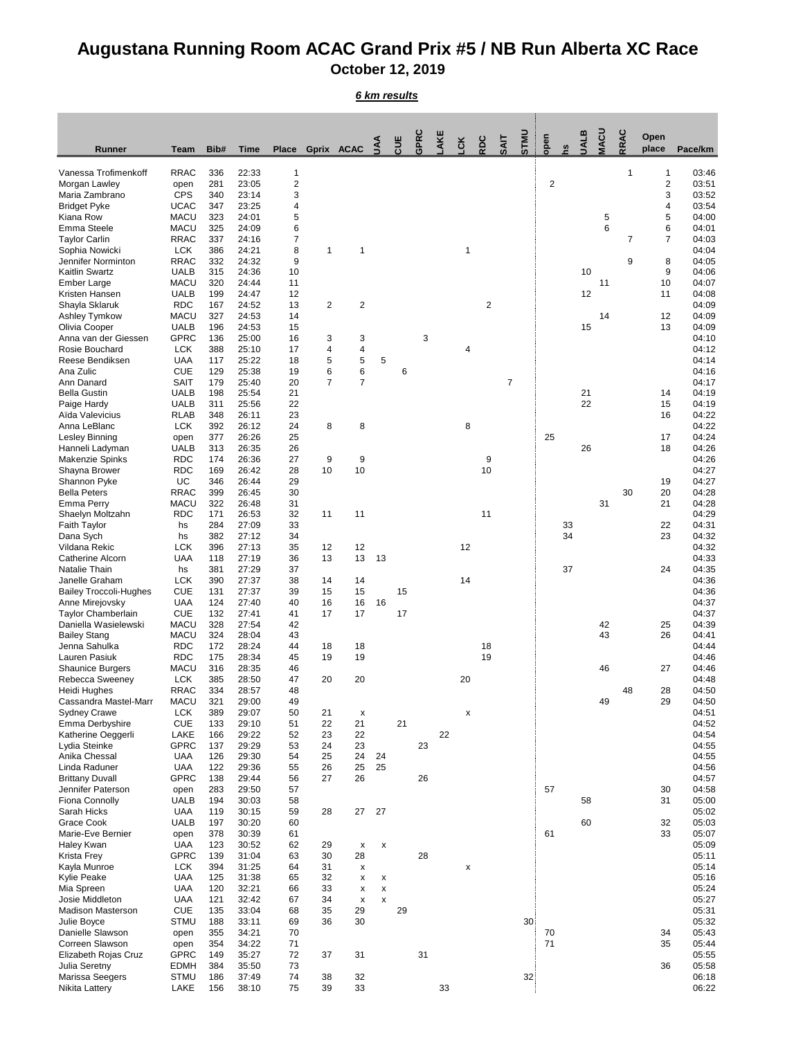# Augustana Running Room ACAC Grand Prix #5 / NB Run Alberta XC Race

**October 12, 2019**

***6 km results***

| Runner | Team | Bib# | Time | Place | Gprix | ACAC | UAA | CUE | GPRC | LAKE | LCK | RDC | SAIT | STMU | open | hs | UALB | MACU | RRAC | Open place | Pace/km |
|---|---|---|---|---|---|---|---|---|---|---|---|---|---|---|---|---|---|---|---|---|---|
| Vanessa Trofimenkoff | RRAC | 336 | 22:33 | 1 | | | | | | | | | | | | | | | 1 | 1 | 03:46 |
| Morgan Lawley | open | 281 | 23:05 | 2 | | | | | | | | | | | 2 | | | | | 2 | 03:51 |
| Maria Zambrano | CPS | 340 | 23:14 | 3 | | | | | | | | | | | | | | | | 3 | 03:52 |
| Bridget Pyke | UCAC | 347 | 23:25 | 4 | | | | | | | | | | | | | | | | 4 | 03:54 |
| Kiana Row | MACU | 323 | 24:01 | 5 | | | | | | | | | | | | | | 5 | | 5 | 04:00 |
| Emma Steele | MACU | 325 | 24:09 | 6 | | | | | | | | | | | | | | 6 | | 6 | 04:01 |
| Taylor Carlin | RRAC | 337 | 24:16 | 7 | | | | | | | | | | | | | | | 7 | 7 | 04:03 |
| Sophia Nowicki | LCK | 386 | 24:21 | 8 | 1 | 1 | | | | | 1 | | | | | | | | | | 04:04 |
| Jennifer Norminton | RRAC | 332 | 24:32 | 9 | | | | | | | | | | | | | | | 9 | 8 | 04:05 |
| Kaitlin Swartz | UALB | 315 | 24:36 | 10 | | | | | | | | | | | | | 10 | | | 9 | 04:06 |
| Ember Large | MACU | 320 | 24:44 | 11 | | | | | | | | | | | | | | 11 | | 10 | 04:07 |
| Kristen Hansen | UALB | 199 | 24:47 | 12 | | | | | | | | | | | | | 12 | | | 11 | 04:08 |
| Shayla Sklaruk | RDC | 167 | 24:52 | 13 | 2 | 2 | | | | | | 2 | | | | | | | | | 04:09 |
| Ashley Tymkow | MACU | 327 | 24:53 | 14 | | | | | | | | | | | | | | 14 | | 12 | 04:09 |
| Olivia Cooper | UALB | 196 | 24:53 | 15 | | | | | | | | | | | | | 15 | | | 13 | 04:09 |
| Anna van der Giessen | GPRC | 136 | 25:00 | 16 | 3 | 3 | | | 3 | | | | | | | | | | | | 04:10 |
| Rosie Bouchard | LCK | 388 | 25:10 | 17 | 4 | 4 | | | | | 4 | | | | | | | | | | 04:12 |
| Reese Bendiksen | UAA | 117 | 25:22 | 18 | 5 | 5 | 5 | | | | | | | | | | | | | | 04:14 |
| Ana Zulic | CUE | 129 | 25:38 | 19 | 6 | 6 | | 6 | | | | | | | | | | | | | 04:16 |
| Ann Danard | SAIT | 179 | 25:40 | 20 | 7 | 7 | | | | | | | 7 | | | | | | | | 04:17 |
| Bella Gustin | UALB | 198 | 25:54 | 21 | | | | | | | | | | | | | 21 | | | 14 | 04:19 |
| Paige Hardy | UALB | 311 | 25:56 | 22 | | | | | | | | | | | | | 22 | | | 15 | 04:19 |
| Aïda Valevicius | RLAB | 348 | 26:11 | 23 | | | | | | | | | | | | | | | | 16 | 04:22 |
| Anna LeBlanc | LCK | 392 | 26:12 | 24 | 8 | 8 | | | | | 8 | | | | | | | | | | 04:22 |
| Lesley Binning | open | 377 | 26:26 | 25 | | | | | | | | | | | 25 | | | | | 17 | 04:24 |
| Hanneli Ladyman | UALB | 313 | 26:35 | 26 | | | | | | | | | | | | | 26 | | | 18 | 04:26 |
| Makenzie Spinks | RDC | 174 | 26:36 | 27 | 9 | 9 | | | | | | 9 | | | | | | | | | 04:26 |
| Shayna Brower | RDC | 169 | 26:42 | 28 | 10 | 10 | | | | | | 10 | | | | | | | | | 04:27 |
| Shannon Pyke | UC | 346 | 26:44 | 29 | | | | | | | | | | | | | | | | 19 | 04:27 |
| Bella Peters | RRAC | 399 | 26:45 | 30 | | | | | | | | | | | | | | | 30 | 20 | 04:28 |
| Emma Perry | MACU | 322 | 26:48 | 31 | | | | | | | | | | | | | | 31 | | 21 | 04:28 |
| Shaelyn Moltzahn | RDC | 171 | 26:53 | 32 | 11 | 11 | | | | | | 11 | | | | | | | | | 04:29 |
| Faith Taylor | hs | 284 | 27:09 | 33 | | | | | | | | | | | | 33 | | | | 22 | 04:31 |
| Dana Sych | hs | 382 | 27:12 | 34 | | | | | | | | | | | | 34 | | | | 23 | 04:32 |
| Vildana Rekic | LCK | 396 | 27:13 | 35 | 12 | 12 | | | | | 12 | | | | | | | | | | 04:32 |
| Catherine Alcorn | UAA | 118 | 27:19 | 36 | 13 | 13 | 13 | | | | | | | | | | | | | | 04:33 |
| Natalie Thain | hs | 381 | 27:29 | 37 | | | | | | | | | | | | 37 | | | | 24 | 04:35 |
| Janelle Graham | LCK | 390 | 27:37 | 38 | 14 | 14 | | | | | 14 | | | | | | | | | | 04:36 |
| Bailey Troccoli-Hughes | CUE | 131 | 27:37 | 39 | 15 | 15 | | 15 | | | | | | | | | | | | | 04:36 |
| Anne Mirejovsky | UAA | 124 | 27:40 | 40 | 16 | 16 | 16 | | | | | | | | | | | | | | 04:37 |
| Taylor Chamberlain | CUE | 132 | 27:41 | 41 | 17 | 17 | | 17 | | | | | | | | | | | | | 04:37 |
| Daniella Wasielewski | MACU | 328 | 27:54 | 42 | | | | | | | | | | | | | | 42 | | 25 | 04:39 |
| Bailey Stang | MACU | 324 | 28:04 | 43 | | | | | | | | | | | | | | 43 | | 26 | 04:41 |
| Jenna Sahulka | RDC | 172 | 28:24 | 44 | 18 | 18 | | | | | | 18 | | | | | | | | | 04:44 |
| Lauren Pasiuk | RDC | 175 | 28:34 | 45 | 19 | 19 | | | | | | 19 | | | | | | | | | 04:46 |
| Shaunice Burgers | MACU | 316 | 28:35 | 46 | | | | | | | | | | | | | | 46 | | 27 | 04:46 |
| Rebecca Sweeney | LCK | 385 | 28:50 | 47 | 20 | 20 | | | | | 20 | | | | | | | | | | 04:48 |
| Heidi Hughes | RRAC | 334 | 28:57 | 48 | | | | | | | | | | | | | | | 48 | 28 | 04:50 |
| Cassandra Mastel-Marr | MACU | 321 | 29:00 | 49 | | | | | | | | | | | | | | 49 | | 29 | 04:50 |
| Sydney Crawe | LCK | 389 | 29:07 | 50 | 21 | x | | | | | x | | | | | | | | | | 04:51 |
| Emma Derbyshire | CUE | 133 | 29:10 | 51 | 22 | 21 | | 21 | | | | | | | | | | | | | 04:52 |
| Katherine Oeggerli | LAKE | 166 | 29:22 | 52 | 23 | 22 | | | | 22 | | | | | | | | | | | 04:54 |
| Lydia Steinke | GPRC | 137 | 29:29 | 53 | 24 | 23 | | | 23 | | | | | | | | | | | | 04:55 |
| Anika Chessal | UAA | 126 | 29:30 | 54 | 25 | 24 | 24 | | | | | | | | | | | | | | 04:55 |
| Linda Raduner | UAA | 122 | 29:36 | 55 | 26 | 25 | 25 | | | | | | | | | | | | | | 04:56 |
| Brittany Duvall | GPRC | 138 | 29:44 | 56 | 27 | 26 | | | 26 | | | | | | | | | | | | 04:57 |
| Jennifer Paterson | open | 283 | 29:50 | 57 | | | | | | | | | | | 57 | | | | | 30 | 04:58 |
| Fiona Connolly | UALB | 194 | 30:03 | 58 | | | | | | | | | | | | | 58 | | | 31 | 05:00 |
| Sarah Hicks | UAA | 119 | 30:15 | 59 | 28 | 27 | 27 | | | | | | | | | | | | | | 05:02 |
| Grace Cook | UALB | 197 | 30:20 | 60 | | | | | | | | | | | | | 60 | | | 32 | 05:03 |
| Marie-Eve Bernier | open | 378 | 30:39 | 61 | | | | | | | | | | | 61 | | | | | 33 | 05:07 |
| Haley Kwan | UAA | 123 | 30:52 | 62 | 29 | x | x | | | | | | | | | | | | | | 05:09 |
| Krista Frey | GPRC | 139 | 31:04 | 63 | 30 | 28 | | | 28 | | | | | | | | | | | | 05:11 |
| Kayla Munroe | LCK | 394 | 31:25 | 64 | 31 | x | | | | | x | | | | | | | | | | 05:14 |
| Kylie Peake | UAA | 125 | 31:38 | 65 | 32 | x | x | | | | | | | | | | | | | | 05:16 |
| Mia Spreen | UAA | 120 | 32:21 | 66 | 33 | x | x | | | | | | | | | | | | | | 05:24 |
| Josie Middleton | UAA | 121 | 32:42 | 67 | 34 | x | x | | | | | | | | | | | | | | 05:27 |
| Madison Masterson | CUE | 135 | 33:04 | 68 | 35 | 29 | | 29 | | | | | | | | | | | | | 05:31 |
| Julie Boyce | STMU | 188 | 33:11 | 69 | 36 | 30 | | | | | | | | 30 | | | | | | | 05:32 |
| Danielle Slawson | open | 355 | 34:21 | 70 | | | | | | | | | | | 70 | | | | | 34 | 05:43 |
| Correen Slawson | open | 354 | 34:22 | 71 | | | | | | | | | | | 71 | | | | | 35 | 05:44 |
| Elizabeth Rojas Cruz | GPRC | 149 | 35:27 | 72 | 37 | 31 | | | 31 | | | | | | | | | | | | 05:55 |
| Julia Seretny | EDMH | 384 | 35:50 | 73 | | | | | | | | | | | | | | | | 36 | 05:58 |
| Marissa Seegers | STMU | 186 | 37:49 | 74 | 38 | 32 | | | | | | | | 32 | | | | | | | 06:18 |
| Nikita Lattery | LAKE | 156 | 38:10 | 75 | 39 | 33 | | | | 33 | | | | | | | | | | | 06:22 |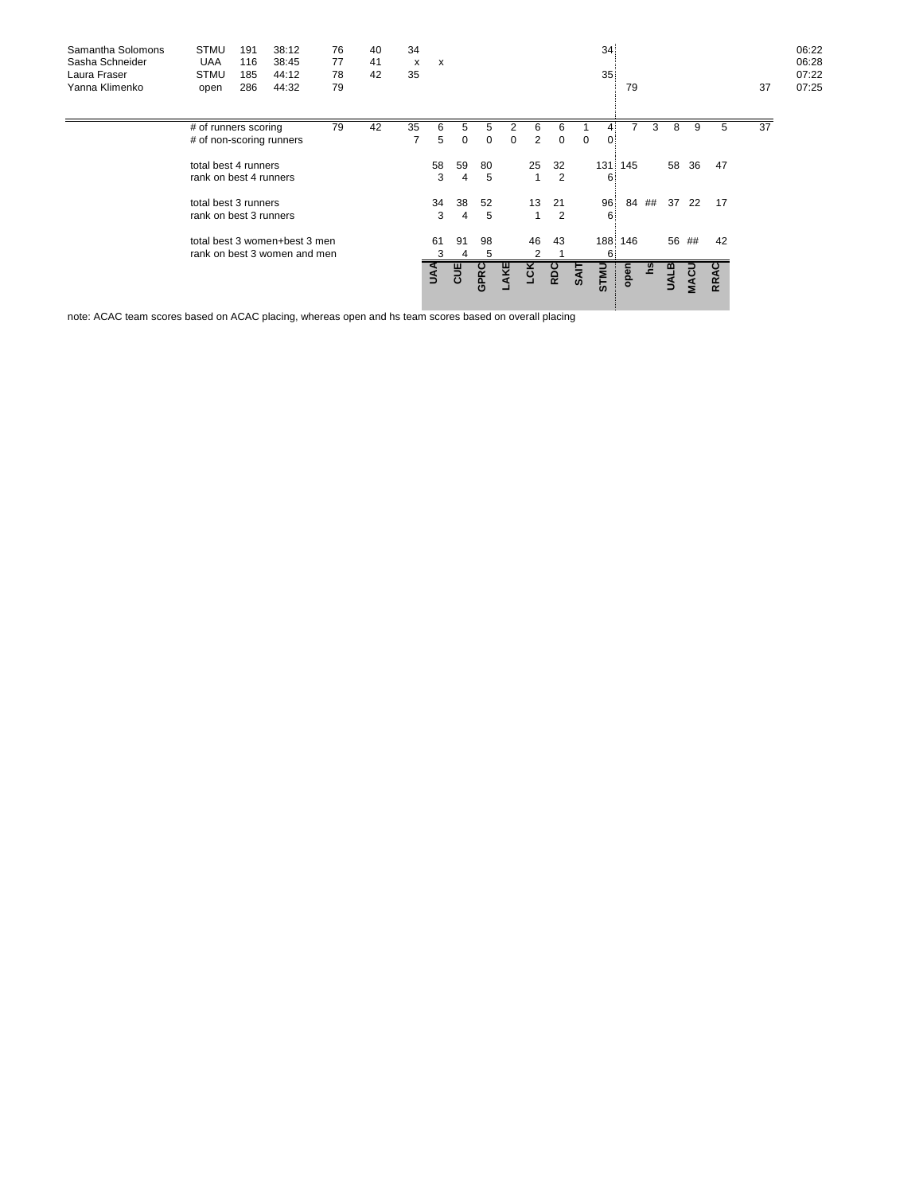| | | | | | | | UAA | CUE | GPRC | LAKE | LCK | RDC | SAIT | STMU | open | hs | UALB | MACU | RRAC | | |
|---|---|---|---|---|---|---|---|---|---|---|---|---|---|---|---|---|---|---|---|---|---|
| Samantha Solomons | STMU | 191 | 38:12 | 76 | 40 | 34 | | | | | | | | 34 | | | | | | | 06:22 |
| Sasha Schneider | UAA | 116 | 38:45 | 77 | 41 | x | x | | | | | | | | | | | | | | 06:28 |
| Laura Fraser | STMU | 185 | 44:12 | 78 | 42 | 35 | | | | | | | | 35 | | | | | | | 07:22 |
| Yanna Klimenko | open | 286 | 44:32 | 79 | | | | | | | | | | | 79 | | | | | 37 | 07:25 |
| | # of runners scoring | | | 79 | 42 | 35 | 6 | 5 | 5 | 2 | 6 | 6 | 1 | 4 | 7 | 3 | 8 | 9 | 5 | 37 | |
| | # of non-scoring runners | | | | | 7 | 5 | 0 | 0 | 0 | 2 | 0 | 0 | 0 | | | | | | | |
| | total best 4 runners | | | | | | 58 | 59 | 80 | | 25 | 32 | | 131 | 145 | | 58 | 36 | 47 | | |
| | rank on best 4 runners | | | | | | 3 | 4 | 5 | | 1 | 2 | | 6 | | | | | | | |
| | total best 3 runners | | | | | | 34 | 38 | 52 | | 13 | 21 | | 96 | 84 | ## | 37 | 22 | 17 | | |
| | rank on best 3 runners | | | | | | 3 | 4 | 5 | | 1 | 2 | | 6 | | | | | | | |
| | total best 3 women+best 3 men | | | | | | 61 | 91 | 98 | | 46 | 43 | | 188 | 146 | | 56 | ## | 42 | | |
| | rank on best 3 women and men | | | | | | 3 | 4 | 5 | | 2 | 1 | | 6 | | | | | | | |

note: ACAC team scores based on ACAC placing, whereas open and hs team scores based on overall placing